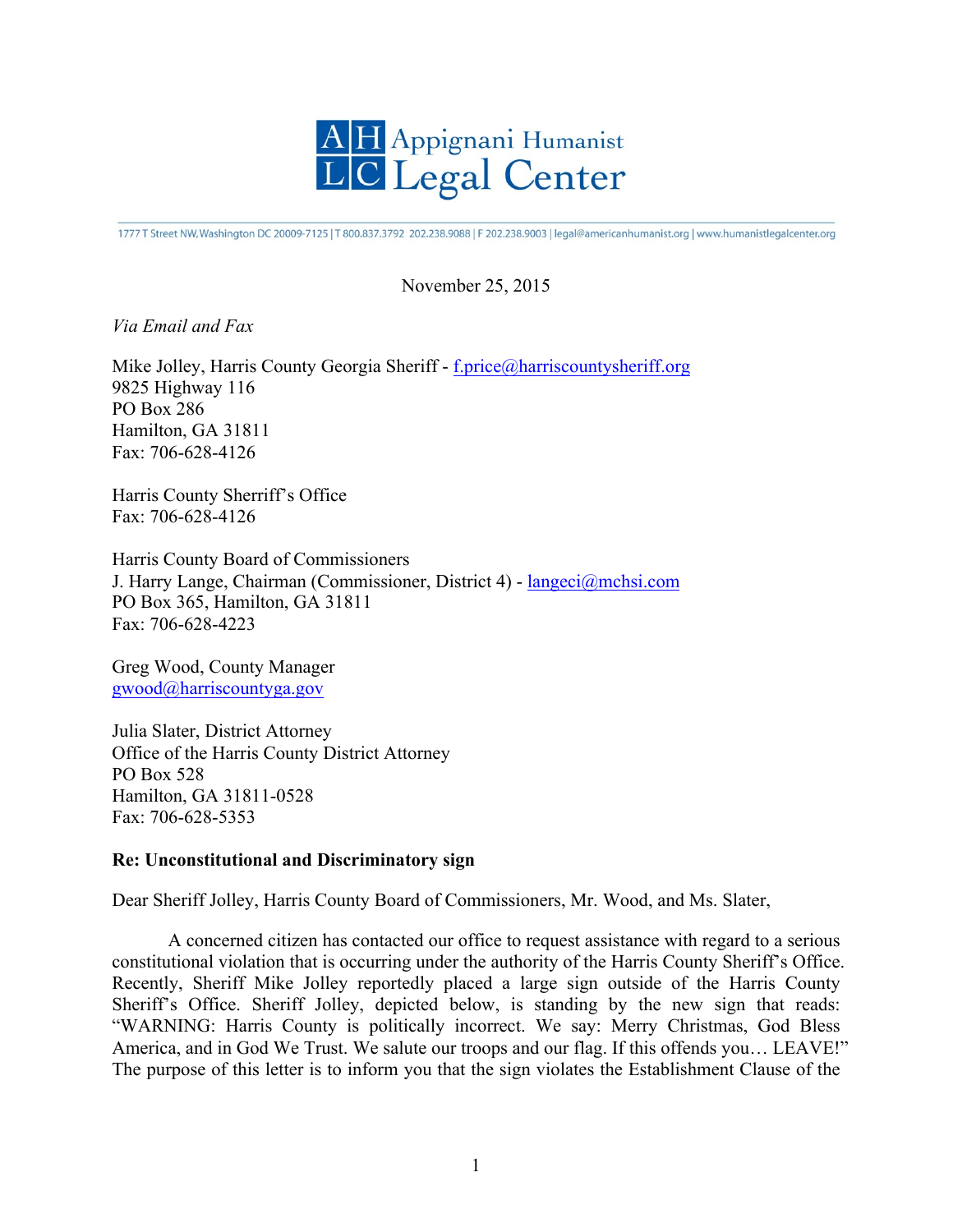# Appignani Humanist Legal Center

1777 T Street NW, Washington DC 20009-7125 | T 800.837.3792 202.238.9088 | F 202.238.9003 | legal@americanhumanist.org | www.humanistlegalcenter.org

November 25, 2015

*Via Email and Fax*

Mike Jolley, Harris County Georgia Sheriff - f.price@harriscountysheriff.org
9825 Highway 116
PO Box 286
Hamilton, GA 31811
Fax: 706-628-4126

Harris County Sherriff's Office
Fax: 706-628-4126

Harris County Board of Commissioners
J. Harry Lange, Chairman (Commissioner, District 4) - langeci@mchsi.com
PO Box 365, Hamilton, GA 31811
Fax: 706-628-4223

Greg Wood, County Manager
gwood@harriscountyga.gov

Julia Slater, District Attorney
Office of the Harris County District Attorney
PO Box 528
Hamilton, GA 31811-0528
Fax: 706-628-5353

**Re: Unconstitutional and Discriminatory sign**

Dear Sheriff Jolley, Harris County Board of Commissioners, Mr. Wood, and Ms. Slater,

A concerned citizen has contacted our office to request assistance with regard to a serious constitutional violation that is occurring under the authority of the Harris County Sheriff's Office. Recently, Sheriff Mike Jolley reportedly placed a large sign outside of the Harris County Sheriff's Office. Sheriff Jolley, depicted below, is standing by the new sign that reads: "WARNING: Harris County is politically incorrect. We say: Merry Christmas, God Bless America, and in God We Trust. We salute our troops and our flag. If this offends you… LEAVE!" The purpose of this letter is to inform you that the sign violates the Establishment Clause of the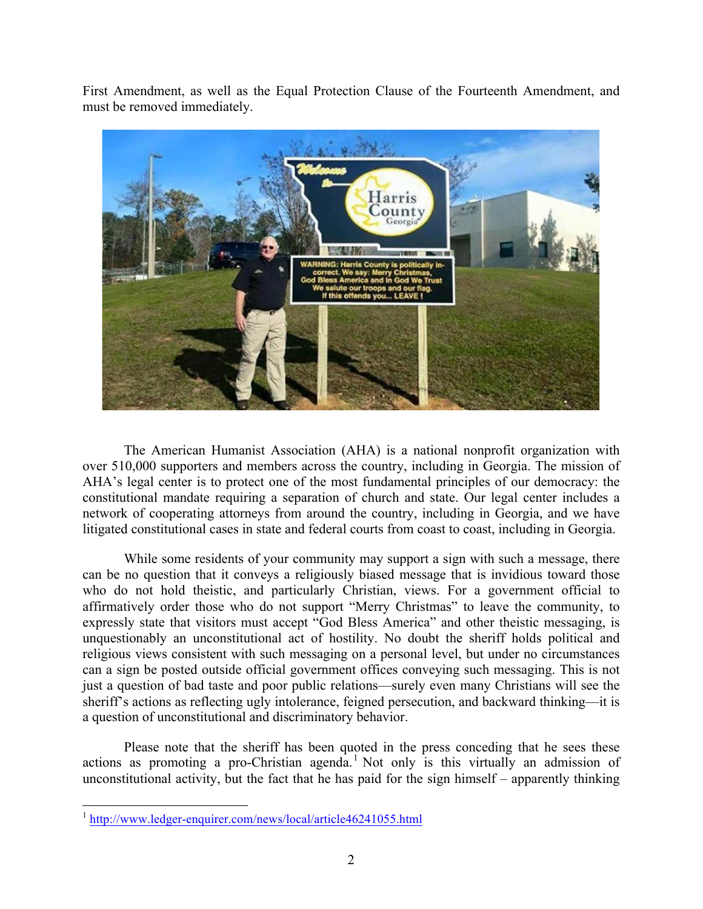First Amendment, as well as the Equal Protection Clause of the Fourteenth Amendment, and must be removed immediately.

The American Humanist Association (AHA) is a national nonprofit organization with over 510,000 supporters and members across the country, including in Georgia. The mission of AHA's legal center is to protect one of the most fundamental principles of our democracy: the constitutional mandate requiring a separation of church and state. Our legal center includes a network of cooperating attorneys from around the country, including in Georgia, and we have litigated constitutional cases in state and federal courts from coast to coast, including in Georgia.

While some residents of your community may support a sign with such a message, there can be no question that it conveys a religiously biased message that is invidious toward those who do not hold theistic, and particularly Christian, views. For a government official to affirmatively order those who do not support "Merry Christmas" to leave the community, to expressly state that visitors must accept "God Bless America" and other theistic messaging, is unquestionably an unconstitutional act of hostility. No doubt the sheriff holds political and religious views consistent with such messaging on a personal level, but under no circumstances can a sign be posted outside official government offices conveying such messaging. This is not just a question of bad taste and poor public relations—surely even many Christians will see the sheriff's actions as reflecting ugly intolerance, feigned persecution, and backward thinking—it is a question of unconstitutional and discriminatory behavior.

Please note that the sheriff has been quoted in the press conceding that he sees these actions as promoting a pro-Christian agenda.[1] Not only is this virtually an admission of unconstitutional activity, but the fact that he has paid for the sign himself – apparently thinking

[1] http://www.ledger-enquirer.com/news/local/article46241055.html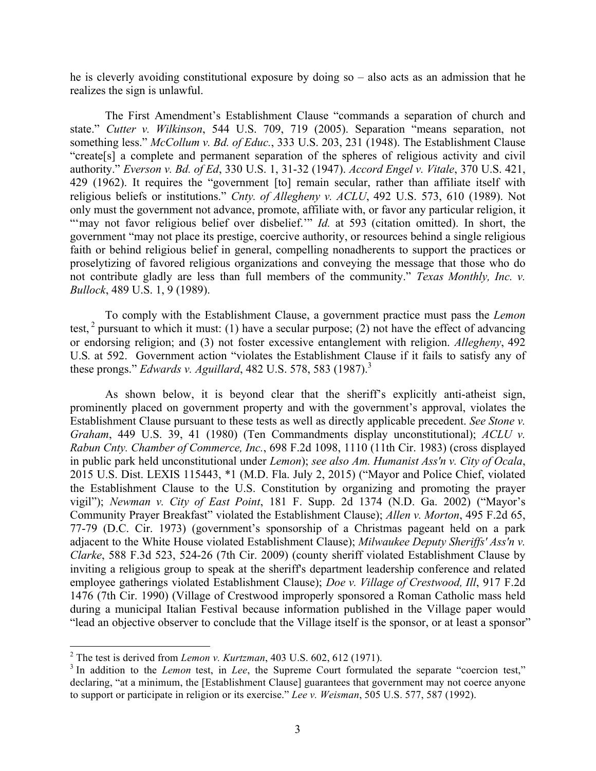he is cleverly avoiding constitutional exposure by doing so – also acts as an admission that he realizes the sign is unlawful.

The First Amendment's Establishment Clause "commands a separation of church and state." *Cutter v. Wilkinson*, 544 U.S. 709, 719 (2005). Separation "means separation, not something less." *McCollum v. Bd. of Educ.*, 333 U.S. 203, 231 (1948). The Establishment Clause "create[s] a complete and permanent separation of the spheres of religious activity and civil authority." *Everson v. Bd. of Ed*, 330 U.S. 1, 31-32 (1947). *Accord Engel v. Vitale*, 370 U.S. 421, 429 (1962). It requires the "government [to] remain secular, rather than affiliate itself with religious beliefs or institutions." *Cnty. of Allegheny v. ACLU*, 492 U.S. 573, 610 (1989). Not only must the government not advance, promote, affiliate with, or favor any particular religion, it "'may not favor religious belief over disbelief.'" *Id.* at 593 (citation omitted). In short, the government "may not place its prestige, coercive authority, or resources behind a single religious faith or behind religious belief in general, compelling nonadherents to support the practices or proselytizing of favored religious organizations and conveying the message that those who do not contribute gladly are less than full members of the community." *Texas Monthly, Inc. v. Bullock*, 489 U.S. 1, 9 (1989).

To comply with the Establishment Clause, a government practice must pass the *Lemon* test,[2] pursuant to which it must: (1) have a secular purpose; (2) not have the effect of advancing or endorsing religion; and (3) not foster excessive entanglement with religion. *Allegheny*, 492 U.S. at 592. Government action "violates the Establishment Clause if it fails to satisfy any of these prongs." *Edwards v. Aguillard*, 482 U.S. 578, 583 (1987).[3]

As shown below, it is beyond clear that the sheriff's explicitly anti-atheist sign, prominently placed on government property and with the government's approval, violates the Establishment Clause pursuant to these tests as well as directly applicable precedent. *See Stone v. Graham*, 449 U.S. 39, 41 (1980) (Ten Commandments display unconstitutional); *ACLU v. Rabun Cnty. Chamber of Commerce, Inc.*, 698 F.2d 1098, 1110 (11th Cir. 1983) (cross displayed in public park held unconstitutional under *Lemon*); *see also Am. Humanist Ass'n v. City of Ocala*, 2015 U.S. Dist. LEXIS 115443, *1 (M.D. Fla. July 2, 2015) ("Mayor and Police Chief, violated the Establishment Clause to the U.S. Constitution by organizing and promoting the prayer vigil"); *Newman v. City of East Point*, 181 F. Supp. 2d 1374 (N.D. Ga. 2002) ("Mayor's Community Prayer Breakfast" violated the Establishment Clause); *Allen v. Morton*, 495 F.2d 65, 77-79 (D.C. Cir. 1973) (government's sponsorship of a Christmas pageant held on a park adjacent to the White House violated Establishment Clause); *Milwaukee Deputy Sheriffs' Ass'n v. Clarke*, 588 F.3d 523, 524-26 (7th Cir. 2009) (county sheriff violated Establishment Clause by inviting a religious group to speak at the sheriff's department leadership conference and related employee gatherings violated Establishment Clause); *Doe v. Village of Crestwood, Ill*, 917 F.2d 1476 (7th Cir. 1990) (Village of Crestwood improperly sponsored a Roman Catholic mass held during a municipal Italian Festival because information published in the Village paper would "lead an objective observer to conclude that the Village itself is the sponsor, or at least a sponsor"

---

[2] The test is derived from *Lemon v. Kurtzman*, 403 U.S. 602, 612 (1971).

[3] In addition to the *Lemon* test, in *Lee*, the Supreme Court formulated the separate "coercion test," declaring, "at a minimum, the [Establishment Clause] guarantees that government may not coerce anyone to support or participate in religion or its exercise." *Lee v. Weisman*, 505 U.S. 577, 587 (1992).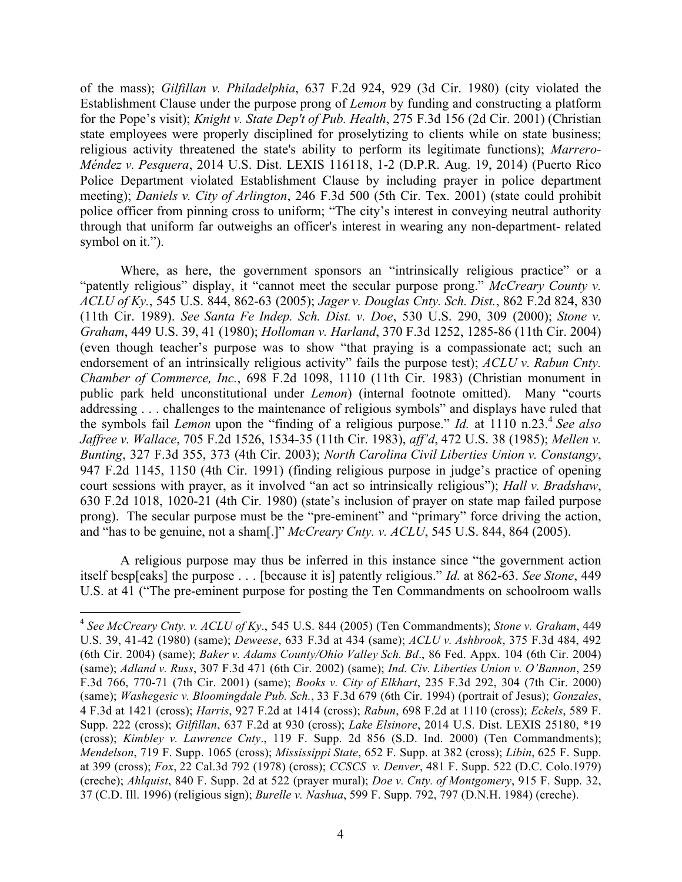of the mass); *Gilfillan v. Philadelphia*, 637 F.2d 924, 929 (3d Cir. 1980) (city violated the Establishment Clause under the purpose prong of *Lemon* by funding and constructing a platform for the Pope's visit); *Knight v. State Dep't of Pub. Health*, 275 F.3d 156 (2d Cir. 2001) (Christian state employees were properly disciplined for proselytizing to clients while on state business; religious activity threatened the state's ability to perform its legitimate functions); *Marrero-Méndez v. Pesquera*, 2014 U.S. Dist. LEXIS 116118, 1-2 (D.P.R. Aug. 19, 2014) (Puerto Rico Police Department violated Establishment Clause by including prayer in police department meeting); *Daniels v. City of Arlington*, 246 F.3d 500 (5th Cir. Tex. 2001) (state could prohibit police officer from pinning cross to uniform; "The city's interest in conveying neutral authority through that uniform far outweighs an officer's interest in wearing any non-department- related symbol on it.").

Where, as here, the government sponsors an "intrinsically religious practice" or a "patently religious" display, it "cannot meet the secular purpose prong." *McCreary County v. ACLU of Ky.*, 545 U.S. 844, 862-63 (2005); *Jager v. Douglas Cnty. Sch. Dist.*, 862 F.2d 824, 830 (11th Cir. 1989). *See Santa Fe Indep. Sch. Dist. v. Doe*, 530 U.S. 290, 309 (2000); *Stone v. Graham*, 449 U.S. 39, 41 (1980); *Holloman v. Harland*, 370 F.3d 1252, 1285-86 (11th Cir. 2004) (even though teacher's purpose was to show "that praying is a compassionate act; such an endorsement of an intrinsically religious activity" fails the purpose test); *ACLU v. Rabun Cnty. Chamber of Commerce, Inc.*, 698 F.2d 1098, 1110 (11th Cir. 1983) (Christian monument in public park held unconstitutional under *Lemon*) (internal footnote omitted). Many "courts addressing . . . challenges to the maintenance of religious symbols" and displays have ruled that the symbols fail *Lemon* upon the "finding of a religious purpose." *Id.* at 1110 n.23.[4] *See also Jaffree v. Wallace*, 705 F.2d 1526, 1534-35 (11th Cir. 1983), *aff'd*, 472 U.S. 38 (1985); *Mellen v. Bunting*, 327 F.3d 355, 373 (4th Cir. 2003); *North Carolina Civil Liberties Union v. Constangy*, 947 F.2d 1145, 1150 (4th Cir. 1991) (finding religious purpose in judge's practice of opening court sessions with prayer, as it involved "an act so intrinsically religious"); *Hall v. Bradshaw*, 630 F.2d 1018, 1020-21 (4th Cir. 1980) (state's inclusion of prayer on state map failed purpose prong). The secular purpose must be the "pre-eminent" and "primary" force driving the action, and "has to be genuine, not a sham[.]" *McCreary Cnty. v. ACLU*, 545 U.S. 844, 864 (2005).

A religious purpose may thus be inferred in this instance since "the government action itself besp[eaks] the purpose . . . [because it is] patently religious." *Id.* at 862-63. *See Stone*, 449 U.S. at 41 ("The pre-eminent purpose for posting the Ten Commandments on schoolroom walls

---

[4] *See McCreary Cnty. v. ACLU of Ky.*, 545 U.S. 844 (2005) (Ten Commandments); *Stone v. Graham*, 449 U.S. 39, 41-42 (1980) (same); *Deweese*, 633 F.3d at 434 (same); *ACLU v. Ashbrook*, 375 F.3d 484, 492 (6th Cir. 2004) (same); *Baker v. Adams County/Ohio Valley Sch. Bd*., 86 Fed. Appx. 104 (6th Cir. 2004) (same); *Adland v. Russ*, 307 F.3d 471 (6th Cir. 2002) (same); *Ind. Civ. Liberties Union v. O'Bannon*, 259 F.3d 766, 770-71 (7th Cir. 2001) (same); *Books v. City of Elkhart*, 235 F.3d 292, 304 (7th Cir. 2000) (same); *Washegesic v. Bloomingdale Pub. Sch.*, 33 F.3d 679 (6th Cir. 1994) (portrait of Jesus); *Gonzales*, 4 F.3d at 1421 (cross); *Harris*, 927 F.2d at 1414 (cross); *Rabun*, 698 F.2d at 1110 (cross); *Eckels*, 589 F. Supp. 222 (cross); *Gilfillan*, 637 F.2d at 930 (cross); *Lake Elsinore*, 2014 U.S. Dist. LEXIS 25180, *19 (cross); *Kimbley v. Lawrence Cnty*., 119 F. Supp. 2d 856 (S.D. Ind. 2000) (Ten Commandments); *Mendelson*, 719 F. Supp. 1065 (cross); *Mississippi State*, 652 F. Supp. at 382 (cross); *Libin*, 625 F. Supp. at 399 (cross); *Fox*, 22 Cal.3d 792 (1978) (cross); *CCSCS v. Denver*, 481 F. Supp. 522 (D.C. Colo.1979) (creche); *Ahlquist*, 840 F. Supp. 2d at 522 (prayer mural); *Doe v. Cnty. of Montgomery*, 915 F. Supp. 32, 37 (C.D. Ill. 1996) (religious sign); *Burelle v. Nashua*, 599 F. Supp. 792, 797 (D.N.H. 1984) (creche).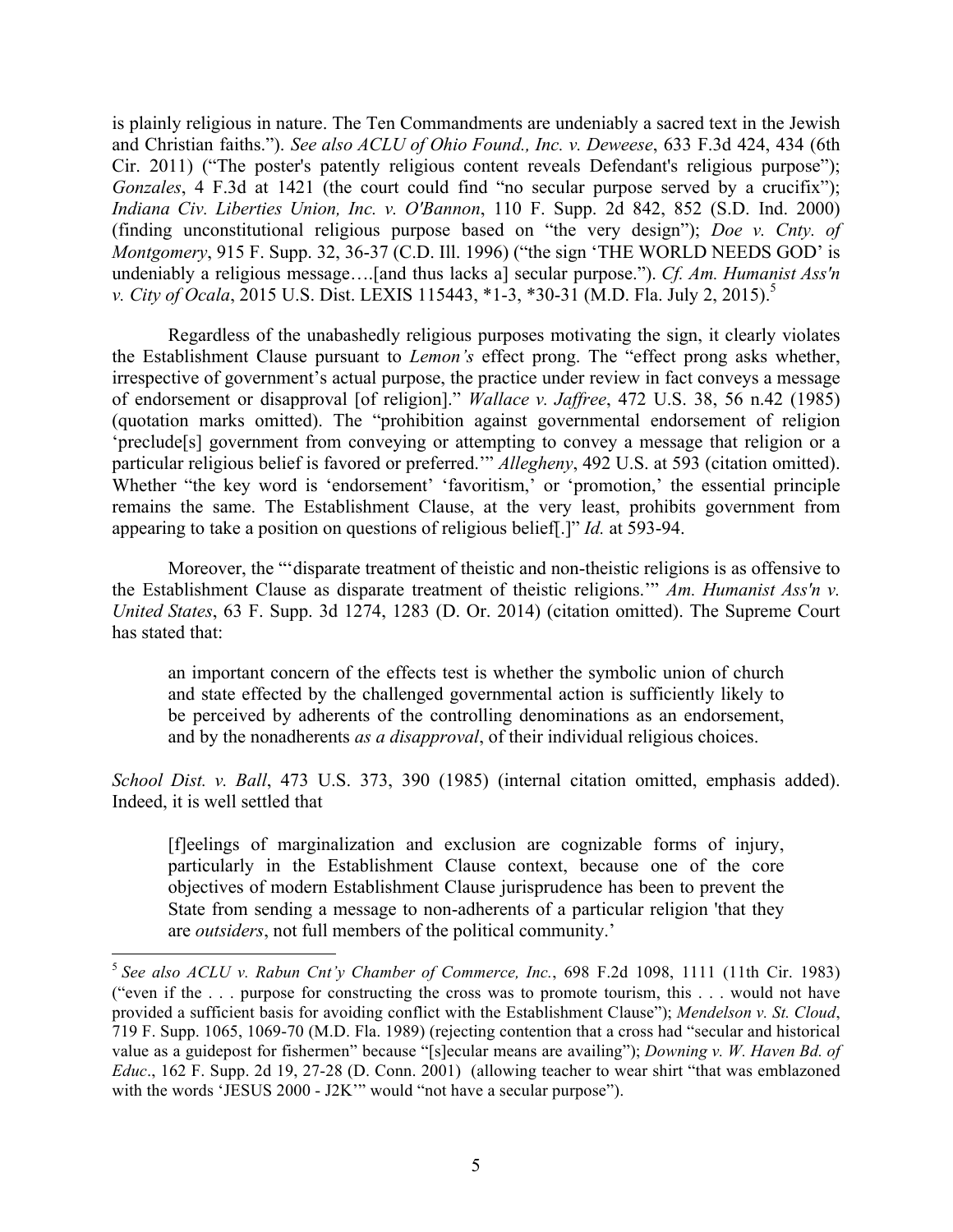is plainly religious in nature. The Ten Commandments are undeniably a sacred text in the Jewish and Christian faiths."). *See also ACLU of Ohio Found., Inc. v. Deweese*, 633 F.3d 424, 434 (6th Cir. 2011) ("The poster's patently religious content reveals Defendant's religious purpose"); *Gonzales*, 4 F.3d at 1421 (the court could find "no secular purpose served by a crucifix"); *Indiana Civ. Liberties Union, Inc. v. O'Bannon*, 110 F. Supp. 2d 842, 852 (S.D. Ind. 2000) (finding unconstitutional religious purpose based on "the very design"); *Doe v. Cnty. of Montgomery*, 915 F. Supp. 32, 36-37 (C.D. Ill. 1996) ("the sign 'THE WORLD NEEDS GOD' is undeniably a religious message….[and thus lacks a] secular purpose."). *Cf. Am. Humanist Ass'n v. City of Ocala*, 2015 U.S. Dist. LEXIS 115443, *1-3, *30-31 (M.D. Fla. July 2, 2015).[5]

Regardless of the unabashedly religious purposes motivating the sign, it clearly violates the Establishment Clause pursuant to *Lemon's* effect prong. The "effect prong asks whether, irrespective of government's actual purpose, the practice under review in fact conveys a message of endorsement or disapproval [of religion]." *Wallace v. Jaffree*, 472 U.S. 38, 56 n.42 (1985) (quotation marks omitted). The "prohibition against governmental endorsement of religion 'preclude[s] government from conveying or attempting to convey a message that religion or a particular religious belief is favored or preferred.'" *Allegheny*, 492 U.S. at 593 (citation omitted). Whether "the key word is 'endorsement' 'favoritism,' or 'promotion,' the essential principle remains the same. The Establishment Clause, at the very least, prohibits government from appearing to take a position on questions of religious belief[.]" *Id.* at 593-94.

Moreover, the "'disparate treatment of theistic and non-theistic religions is as offensive to the Establishment Clause as disparate treatment of theistic religions.'" *Am. Humanist Ass'n v. United States*, 63 F. Supp. 3d 1274, 1283 (D. Or. 2014) (citation omitted). The Supreme Court has stated that:

> an important concern of the effects test is whether the symbolic union of church and state effected by the challenged governmental action is sufficiently likely to be perceived by adherents of the controlling denominations as an endorsement, and by the nonadherents *as a disapproval*, of their individual religious choices.

*School Dist. v. Ball*, 473 U.S. 373, 390 (1985) (internal citation omitted, emphasis added). Indeed, it is well settled that

> [f]eelings of marginalization and exclusion are cognizable forms of injury, particularly in the Establishment Clause context, because one of the core objectives of modern Establishment Clause jurisprudence has been to prevent the State from sending a message to non-adherents of a particular religion 'that they are *outsiders*, not full members of the political community.'

---

[5] *See also ACLU v. Rabun Cnt'y Chamber of Commerce, Inc.*, 698 F.2d 1098, 1111 (11th Cir. 1983) ("even if the . . . purpose for constructing the cross was to promote tourism, this . . . would not have provided a sufficient basis for avoiding conflict with the Establishment Clause"); *Mendelson v. St. Cloud*, 719 F. Supp. 1065, 1069-70 (M.D. Fla. 1989) (rejecting contention that a cross had "secular and historical value as a guidepost for fishermen" because "[s]ecular means are availing"); *Downing v. W. Haven Bd. of Educ*., 162 F. Supp. 2d 19, 27-28 (D. Conn. 2001) (allowing teacher to wear shirt "that was emblazoned with the words 'JESUS 2000 - J2K'" would "not have a secular purpose").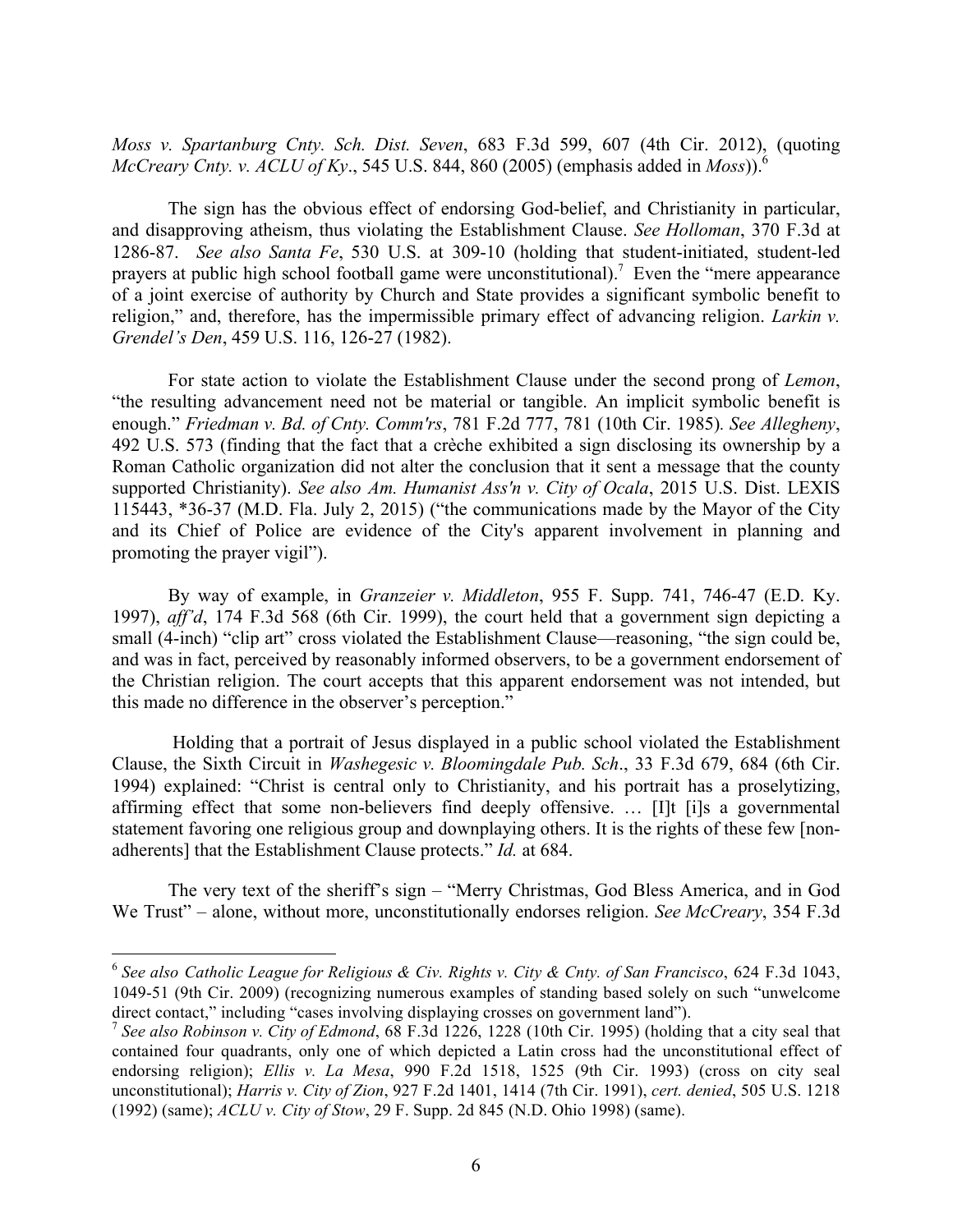*Moss v. Spartanburg Cnty. Sch. Dist. Seven*, 683 F.3d 599, 607 (4th Cir. 2012), (quoting *McCreary Cnty. v. ACLU of Ky*., 545 U.S. 844, 860 (2005) (emphasis added in *Moss*)).[6]

The sign has the obvious effect of endorsing God-belief, and Christianity in particular, and disapproving atheism, thus violating the Establishment Clause. *See Holloman*, 370 F.3d at 1286-87. *See also Santa Fe*, 530 U.S. at 309-10 (holding that student-initiated, student-led prayers at public high school football game were unconstitutional).[7] Even the "mere appearance of a joint exercise of authority by Church and State provides a significant symbolic benefit to religion," and, therefore, has the impermissible primary effect of advancing religion. *Larkin v. Grendel's Den*, 459 U.S. 116, 126-27 (1982).

For state action to violate the Establishment Clause under the second prong of *Lemon*, "the resulting advancement need not be material or tangible. An implicit symbolic benefit is enough." *Friedman v. Bd. of Cnty. Comm'rs*, 781 F.2d 777, 781 (10th Cir. 1985). *See Allegheny*, 492 U.S. 573 (finding that the fact that a crèche exhibited a sign disclosing its ownership by a Roman Catholic organization did not alter the conclusion that it sent a message that the county supported Christianity). *See also Am. Humanist Ass'n v. City of Ocala*, 2015 U.S. Dist. LEXIS 115443, *36-37 (M.D. Fla. July 2, 2015) ("the communications made by the Mayor of the City and its Chief of Police are evidence of the City's apparent involvement in planning and promoting the prayer vigil").

By way of example, in *Granzeier v. Middleton*, 955 F. Supp. 741, 746-47 (E.D. Ky. 1997), *aff'd*, 174 F.3d 568 (6th Cir. 1999), the court held that a government sign depicting a small (4-inch) "clip art" cross violated the Establishment Clause—reasoning, "the sign could be, and was in fact, perceived by reasonably informed observers, to be a government endorsement of the Christian religion. The court accepts that this apparent endorsement was not intended, but this made no difference in the observer's perception."

Holding that a portrait of Jesus displayed in a public school violated the Establishment Clause, the Sixth Circuit in *Washegesic v. Bloomingdale Pub. Sch*., 33 F.3d 679, 684 (6th Cir. 1994) explained: "Christ is central only to Christianity, and his portrait has a proselytizing, affirming effect that some non-believers find deeply offensive. … [I]t [i]s a governmental statement favoring one religious group and downplaying others. It is the rights of these few [non-adherents] that the Establishment Clause protects." *Id.* at 684.

The very text of the sheriff's sign – "Merry Christmas, God Bless America, and in God We Trust" – alone, without more, unconstitutionally endorses religion. *See McCreary*, 354 F.3d

---

[6] *See also Catholic League for Religious & Civ. Rights v. City & Cnty. of San Francisco*, 624 F.3d 1043, 1049-51 (9th Cir. 2009) (recognizing numerous examples of standing based solely on such "unwelcome direct contact," including "cases involving displaying crosses on government land").

[7] *See also Robinson v. City of Edmond*, 68 F.3d 1226, 1228 (10th Cir. 1995) (holding that a city seal that contained four quadrants, only one of which depicted a Latin cross had the unconstitutional effect of endorsing religion); *Ellis v. La Mesa*, 990 F.2d 1518, 1525 (9th Cir. 1993) (cross on city seal unconstitutional); *Harris v. City of Zion*, 927 F.2d 1401, 1414 (7th Cir. 1991), *cert. denied*, 505 U.S. 1218 (1992) (same); *ACLU v. City of Stow*, 29 F. Supp. 2d 845 (N.D. Ohio 1998) (same).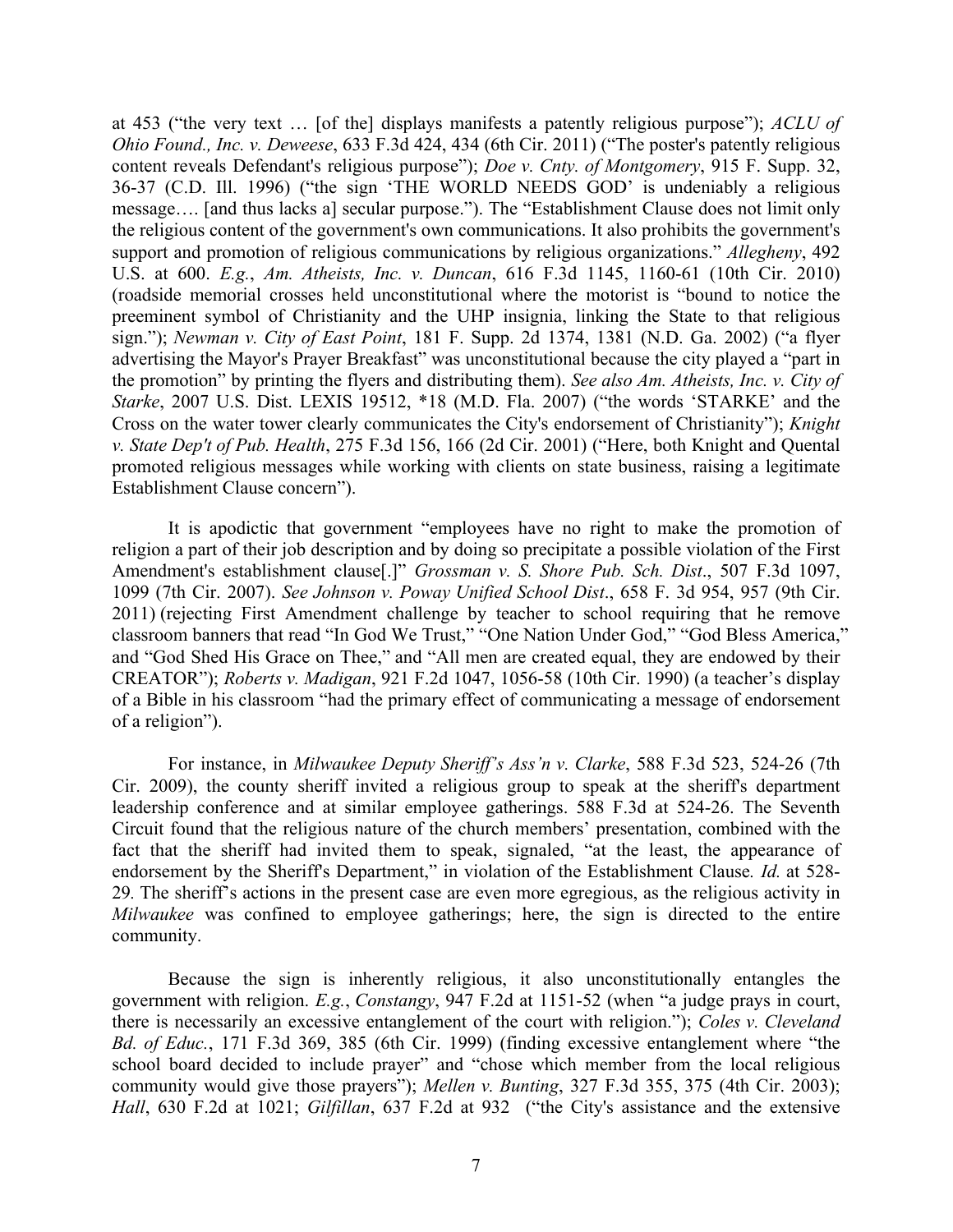at 453 ("the very text … [of the] displays manifests a patently religious purpose"); *ACLU of Ohio Found., Inc. v. Deweese*, 633 F.3d 424, 434 (6th Cir. 2011) ("The poster's patently religious content reveals Defendant's religious purpose"); *Doe v. Cnty. of Montgomery*, 915 F. Supp. 32, 36-37 (C.D. Ill. 1996) ("the sign 'THE WORLD NEEDS GOD' is undeniably a religious message…. [and thus lacks a] secular purpose."). The "Establishment Clause does not limit only the religious content of the government's own communications. It also prohibits the government's support and promotion of religious communications by religious organizations." *Allegheny*, 492 U.S. at 600. *E.g.*, *Am. Atheists, Inc. v. Duncan*, 616 F.3d 1145, 1160-61 (10th Cir. 2010) (roadside memorial crosses held unconstitutional where the motorist is "bound to notice the preeminent symbol of Christianity and the UHP insignia, linking the State to that religious sign."); *Newman v. City of East Point*, 181 F. Supp. 2d 1374, 1381 (N.D. Ga. 2002) ("a flyer advertising the Mayor's Prayer Breakfast" was unconstitutional because the city played a "part in the promotion" by printing the flyers and distributing them). *See also Am. Atheists, Inc. v. City of Starke*, 2007 U.S. Dist. LEXIS 19512, \*18 (M.D. Fla. 2007) ("the words 'STARKE' and the Cross on the water tower clearly communicates the City's endorsement of Christianity"); *Knight v. State Dep't of Pub. Health*, 275 F.3d 156, 166 (2d Cir. 2001) ("Here, both Knight and Quental promoted religious messages while working with clients on state business, raising a legitimate Establishment Clause concern").

It is apodictic that government "employees have no right to make the promotion of religion a part of their job description and by doing so precipitate a possible violation of the First Amendment's establishment clause[.]" *Grossman v. S. Shore Pub. Sch. Dist*., 507 F.3d 1097, 1099 (7th Cir. 2007). *See Johnson v. Poway Unified School Dist*., 658 F. 3d 954, 957 (9th Cir. 2011) (rejecting First Amendment challenge by teacher to school requiring that he remove classroom banners that read "In God We Trust," "One Nation Under God," "God Bless America," and "God Shed His Grace on Thee," and "All men are created equal, they are endowed by their CREATOR"); *Roberts v. Madigan*, 921 F.2d 1047, 1056-58 (10th Cir. 1990) (a teacher's display of a Bible in his classroom "had the primary effect of communicating a message of endorsement of a religion").

For instance, in *Milwaukee Deputy Sheriff's Ass'n v. Clarke*, 588 F.3d 523, 524-26 (7th Cir. 2009), the county sheriff invited a religious group to speak at the sheriff's department leadership conference and at similar employee gatherings. 588 F.3d at 524-26. The Seventh Circuit found that the religious nature of the church members' presentation, combined with the fact that the sheriff had invited them to speak, signaled, "at the least, the appearance of endorsement by the Sheriff's Department," in violation of the Establishment Clause*. Id.* at 528-29*.* The sheriff's actions in the present case are even more egregious, as the religious activity in *Milwaukee* was confined to employee gatherings; here, the sign is directed to the entire community.

Because the sign is inherently religious, it also unconstitutionally entangles the government with religion. *E.g.*, *Constangy*, 947 F.2d at 1151-52 (when "a judge prays in court, there is necessarily an excessive entanglement of the court with religion."); *Coles v. Cleveland Bd. of Educ.*, 171 F.3d 369, 385 (6th Cir. 1999) (finding excessive entanglement where "the school board decided to include prayer" and "chose which member from the local religious community would give those prayers"); *Mellen v. Bunting*, 327 F.3d 355, 375 (4th Cir. 2003); *Hall*, 630 F.2d at 1021; *Gilfillan*, 637 F.2d at 932 ("the City's assistance and the extensive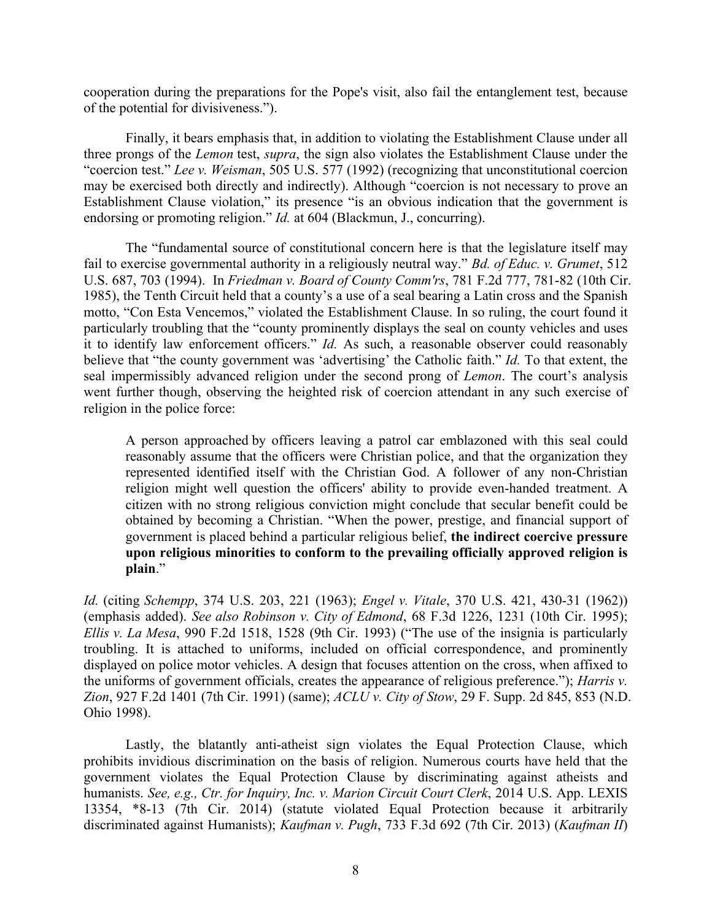cooperation during the preparations for the Pope's visit, also fail the entanglement test, because of the potential for divisiveness.").

Finally, it bears emphasis that, in addition to violating the Establishment Clause under all three prongs of the *Lemon* test, *supra*, the sign also violates the Establishment Clause under the "coercion test." *Lee v. Weisman*, 505 U.S. 577 (1992) (recognizing that unconstitutional coercion may be exercised both directly and indirectly). Although "coercion is not necessary to prove an Establishment Clause violation," its presence "is an obvious indication that the government is endorsing or promoting religion." *Id.* at 604 (Blackmun, J., concurring).

The "fundamental source of constitutional concern here is that the legislature itself may fail to exercise governmental authority in a religiously neutral way." *Bd. of Educ. v. Grumet*, 512 U.S. 687, 703 (1994). In *Friedman v. Board of County Comm'rs*, 781 F.2d 777, 781-82 (10th Cir. 1985), the Tenth Circuit held that a county's a use of a seal bearing a Latin cross and the Spanish motto, "Con Esta Vencemos," violated the Establishment Clause. In so ruling, the court found it particularly troubling that the "county prominently displays the seal on county vehicles and uses it to identify law enforcement officers." *Id.* As such, a reasonable observer could reasonably believe that "the county government was 'advertising' the Catholic faith." *Id.* To that extent, the seal impermissibly advanced religion under the second prong of *Lemon*. The court's analysis went further though, observing the heighted risk of coercion attendant in any such exercise of religion in the police force:

> A person approached by officers leaving a patrol car emblazoned with this seal could reasonably assume that the officers were Christian police, and that the organization they represented identified itself with the Christian God. A follower of any non-Christian religion might well question the officers' ability to provide even-handed treatment. A citizen with no strong religious conviction might conclude that secular benefit could be obtained by becoming a Christian. "When the power, prestige, and financial support of government is placed behind a particular religious belief, **the indirect coercive pressure upon religious minorities to conform to the prevailing officially approved religion is plain**."

*Id.* (citing *Schempp*, 374 U.S. 203, 221 (1963); *Engel v. Vitale*, 370 U.S. 421, 430-31 (1962)) (emphasis added). *See also Robinson v. City of Edmond*, 68 F.3d 1226, 1231 (10th Cir. 1995); *Ellis v. La Mesa*, 990 F.2d 1518, 1528 (9th Cir. 1993) ("The use of the insignia is particularly troubling. It is attached to uniforms, included on official correspondence, and prominently displayed on police motor vehicles. A design that focuses attention on the cross, when affixed to the uniforms of government officials, creates the appearance of religious preference."); *Harris v. Zion*, 927 F.2d 1401 (7th Cir. 1991) (same); *ACLU v. City of Stow*, 29 F. Supp. 2d 845, 853 (N.D. Ohio 1998).

Lastly, the blatantly anti-atheist sign violates the Equal Protection Clause, which prohibits invidious discrimination on the basis of religion. Numerous courts have held that the government violates the Equal Protection Clause by discriminating against atheists and humanists. *See, e.g., Ctr. for Inquiry, Inc. v. Marion Circuit Court Clerk*, 2014 U.S. App. LEXIS 13354, *8-13 (7th Cir. 2014) (statute violated Equal Protection because it arbitrarily discriminated against Humanists); *Kaufman v. Pugh*, 733 F.3d 692 (7th Cir. 2013) (*Kaufman II*)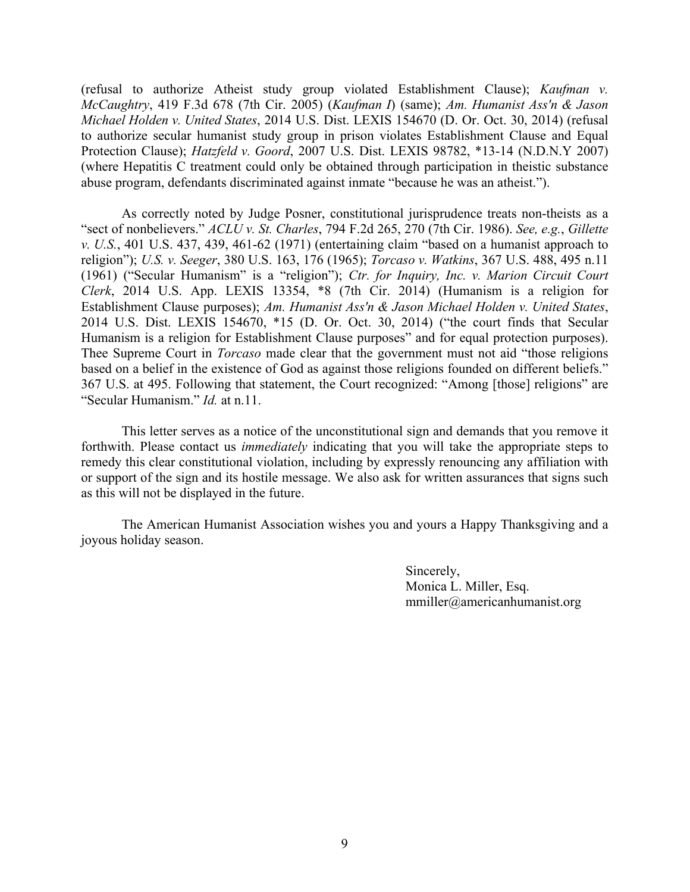(refusal to authorize Atheist study group violated Establishment Clause); *Kaufman v. McCaughtry*, 419 F.3d 678 (7th Cir. 2005) (*Kaufman I*) (same); *Am. Humanist Ass'n & Jason Michael Holden v. United States*, 2014 U.S. Dist. LEXIS 154670 (D. Or. Oct. 30, 2014) (refusal to authorize secular humanist study group in prison violates Establishment Clause and Equal Protection Clause); *Hatzfeld v. Goord*, 2007 U.S. Dist. LEXIS 98782, *13-14 (N.D.N.Y 2007) (where Hepatitis C treatment could only be obtained through participation in theistic substance abuse program, defendants discriminated against inmate "because he was an atheist.").

As correctly noted by Judge Posner, constitutional jurisprudence treats non-theists as a "sect of nonbelievers." *ACLU v. St. Charles*, 794 F.2d 265, 270 (7th Cir. 1986). *See, e.g.*, *Gillette v. U.S.*, 401 U.S. 437, 439, 461-62 (1971) (entertaining claim "based on a humanist approach to religion"); *U.S. v. Seeger*, 380 U.S. 163, 176 (1965); *Torcaso v. Watkins*, 367 U.S. 488, 495 n.11 (1961) ("Secular Humanism" is a "religion"); *Ctr. for Inquiry, Inc. v. Marion Circuit Court Clerk*, 2014 U.S. App. LEXIS 13354, *8 (7th Cir. 2014) (Humanism is a religion for Establishment Clause purposes); *Am. Humanist Ass'n & Jason Michael Holden v. United States*, 2014 U.S. Dist. LEXIS 154670, *15 (D. Or. Oct. 30, 2014) ("the court finds that Secular Humanism is a religion for Establishment Clause purposes" and for equal protection purposes). Thee Supreme Court in *Torcaso* made clear that the government must not aid "those religions based on a belief in the existence of God as against those religions founded on different beliefs." 367 U.S. at 495. Following that statement, the Court recognized: "Among [those] religions" are "Secular Humanism." *Id.* at n.11.

This letter serves as a notice of the unconstitutional sign and demands that you remove it forthwith. Please contact us *immediately* indicating that you will take the appropriate steps to remedy this clear constitutional violation, including by expressly renouncing any affiliation with or support of the sign and its hostile message. We also ask for written assurances that signs such as this will not be displayed in the future.

The American Humanist Association wishes you and yours a Happy Thanksgiving and a joyous holiday season.

Sincerely,
Monica L. Miller, Esq.
mmiller@americanhumanist.org